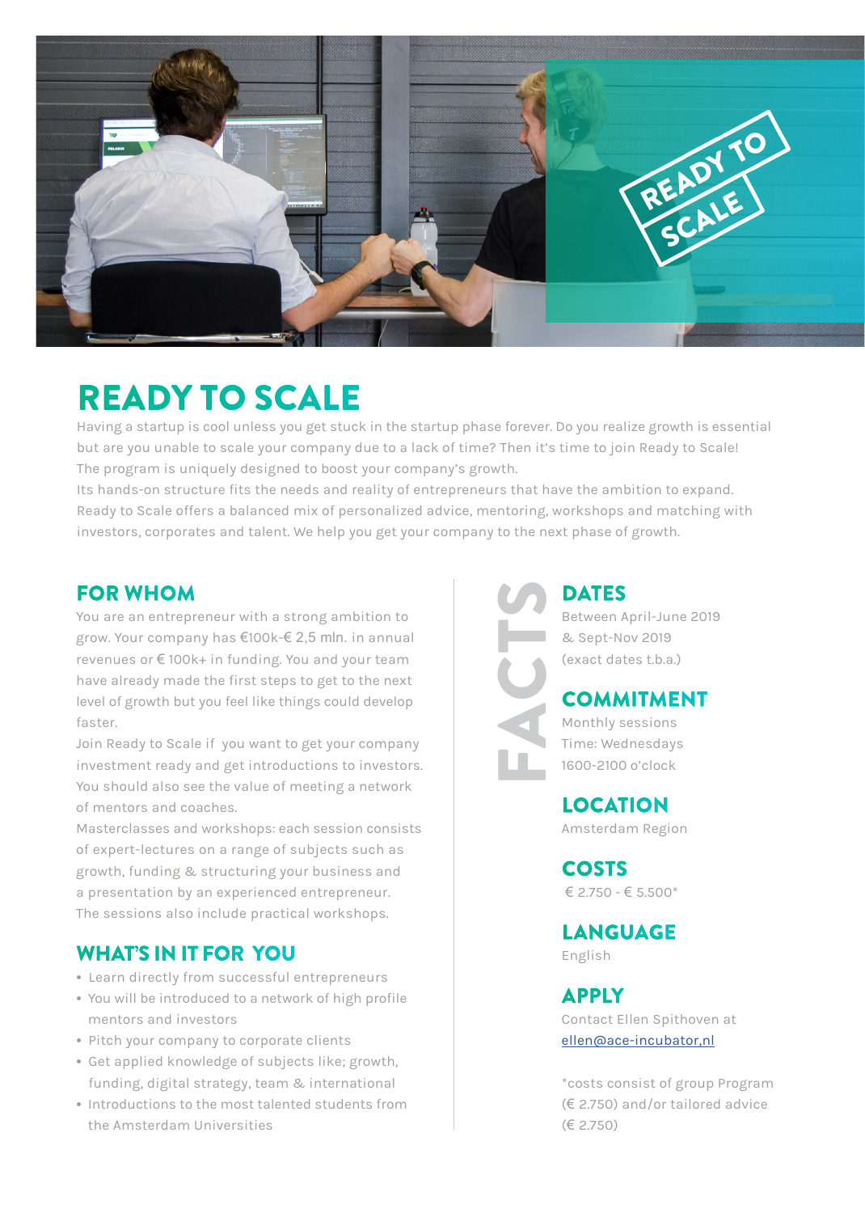# READY TO SCALE

Having a startup is cool unless you get stuck in the startup phase forever. Do you realize growth is essential but are you unable to scale your company due to a lack of time? Then it's time to join Ready to Scale! The program is uniquely designed to boost your company's growth.
Its hands-on structure fits the needs and reality of entrepreneurs that have the ambition to expand. Ready to Scale offers a balanced mix of personalized advice, mentoring, workshops and matching with investors, corporates and talent. We help you get your company to the next phase of growth.

## FOR WHOM

You are an entrepreneur with a strong ambition to grow. Your company has €100k-€ 2,5 mln. in annual revenues or € 100k+ in funding. You and your team have already made the first steps to get to the next level of growth but you feel like things could develop faster.
Join Ready to Scale if you want to get your company investment ready and get introductions to investors. You should also see the value of meeting a network of mentors and coaches.
Masterclasses and workshops: each session consists of expert-lectures on a range of subjects such as growth, funding & structuring your business and a presentation by an experienced entrepreneur. The sessions also include practical workshops.

## WHAT'S IN IT FOR YOU

- Learn directly from successful entrepreneurs
- You will be introduced to a network of high profile mentors and investors
- Pitch your company to corporate clients
- Get applied knowledge of subjects like; growth, funding, digital strategy, team & international
- Introductions to the most talented students from the Amsterdam Universities

## FACTS

### DATES

Between April-June 2019
& Sept-Nov 2019
(exact dates t.b.a.)

### COMMITMENT

Monthly sessions
Time: Wednesdays
1600-2100 o'clock

### LOCATION

Amsterdam Region

### COSTS

€ 2.750 - € 5.500*

### LANGUAGE

English

### APPLY

Contact Ellen Spithoven at
ellen@ace-incubator,nl

*costs consist of group Program (€ 2.750) and/or tailored advice (€ 2.750)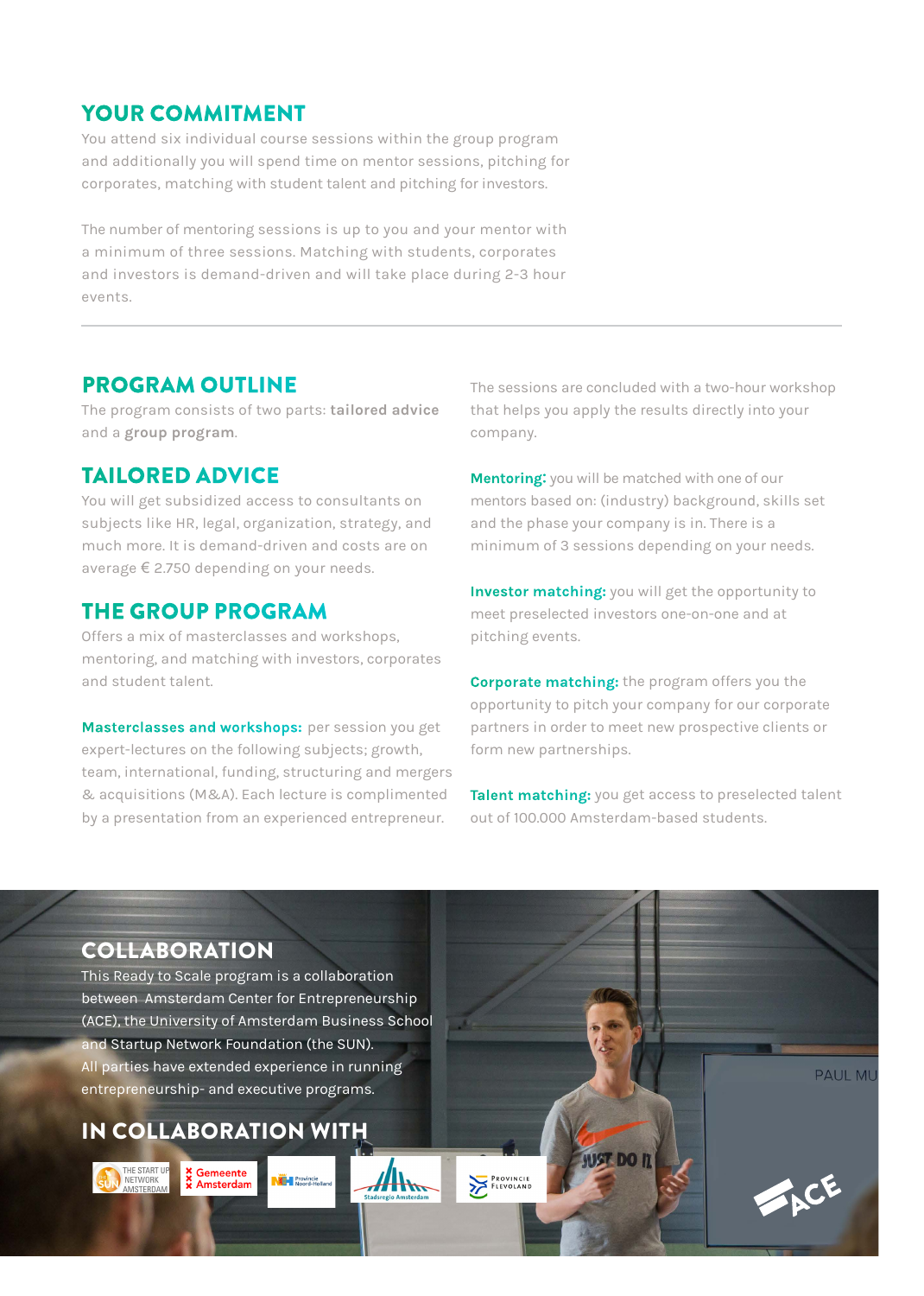## YOUR COMMITMENT

You attend six individual course sessions within the group program and additionally you will spend time on mentor sessions, pitching for corporates, matching with student talent and pitching for investors.

The number of mentoring sessions is up to you and your mentor with a minimum of three sessions. Matching with students, corporates and investors is demand-driven and will take place during 2-3 hour events.

## PROGRAM OUTLINE

The program consists of two parts: **tailored advice** and a **group program**.

## TAILORED ADVICE

You will get subsidized access to consultants on subjects like HR, legal, organization, strategy, and much more. It is demand-driven and costs are on average € 2.750 depending on your needs.

## THE GROUP PROGRAM

Offers a mix of masterclasses and workshops, mentoring, and matching with investors, corporates and student talent.

**Masterclasses and workshops:** per session you get expert-lectures on the following subjects; growth, team, international, funding, structuring and mergers & acquisitions (M&A). Each lecture is complimented by a presentation from an experienced entrepreneur.

The sessions are concluded with a two-hour workshop that helps you apply the results directly into your company.

**Mentoring:** you will be matched with one of our mentors based on: (industry) background, skills set and the phase your company is in. There is a minimum of 3 sessions depending on your needs.

**Investor matching:** you will get the opportunity to meet preselected investors one-on-one and at pitching events.

**Corporate matching:** the program offers you the opportunity to pitch your company for our corporate partners in order to meet new prospective clients or form new partnerships.

**Talent matching:** you get access to preselected talent out of 100.000 Amsterdam-based students.

## COLLABORATION

This Ready to Scale program is a collaboration between Amsterdam Center for Entrepreneurship (ACE), the University of Amsterdam Business School and Startup Network Foundation (the SUN). All parties have extended experience in running entrepreneurship- and executive programs.

## IN COLLABORATION WITH

THE START UP NETWORK AMSTERDAM

Gemeente Amsterdam

Provincie Noord-Holland

Stadsregio Amsterdam

Provincie Flevoland